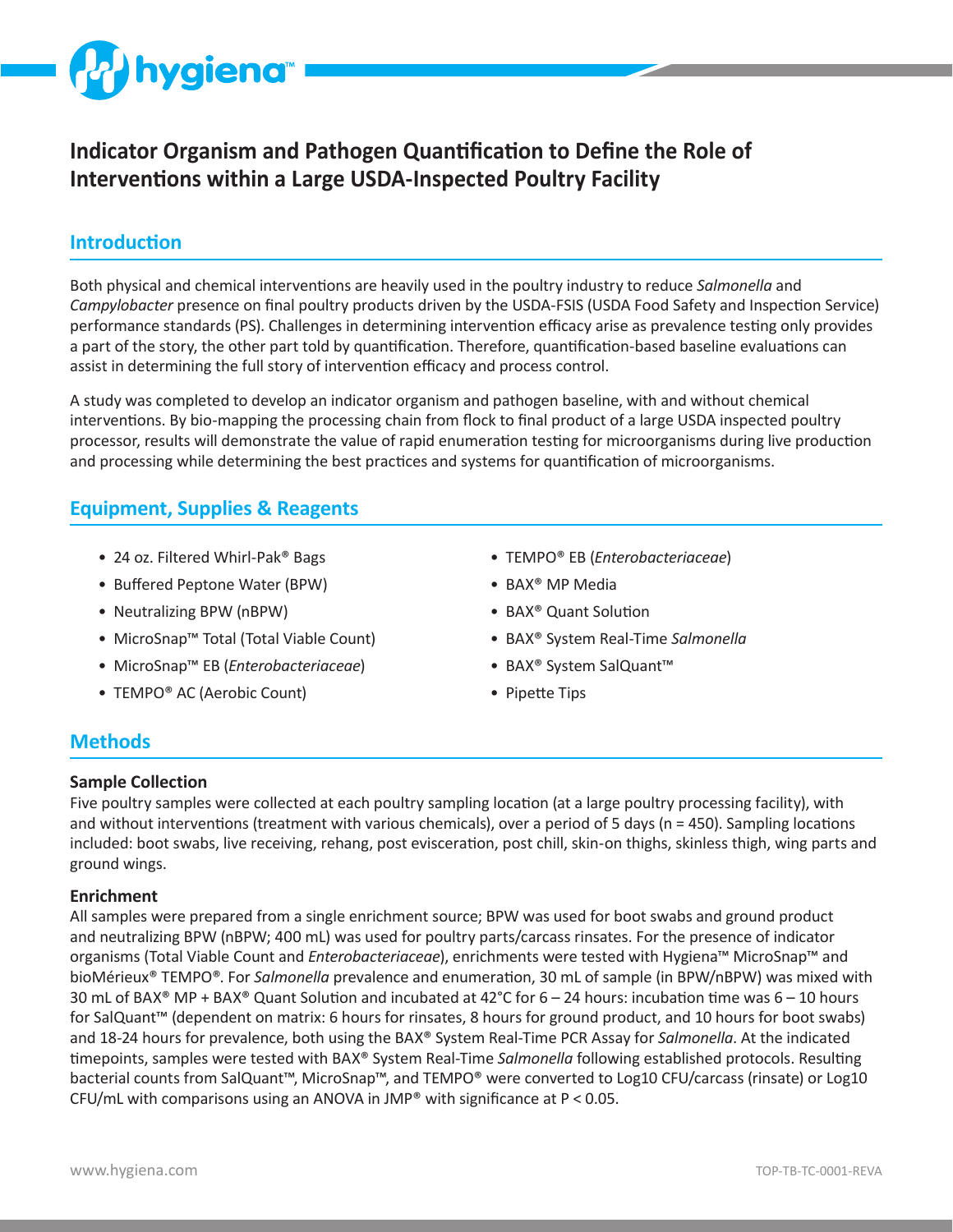# Indicator Organism and Pathogen Quantification to Define the Role of Interventions within a Large USDA-Inspected Poultry Facility

## Introduction

Both physical and chemical interventions are heavily used in the poultry industry to reduce *Salmonella* and *Campylobacter* presence on final poultry products driven by the USDA-FSIS (USDA Food Safety and Inspection Service) performance standards (PS). Challenges in determining intervention efficacy arise as prevalence testing only provides a part of the story, the other part told by quantification. Therefore, quantification-based baseline evaluations can assist in determining the full story of intervention efficacy and process control.

A study was completed to develop an indicator organism and pathogen baseline, with and without chemical interventions. By bio-mapping the processing chain from flock to final product of a large USDA inspected poultry processor, results will demonstrate the value of rapid enumeration testing for microorganisms during live production and processing while determining the best practices and systems for quantification of microorganisms.

## Equipment, Supplies & Reagents

- 24 oz. Filtered Whirl-Pak® Bags
- Buffered Peptone Water (BPW)
- Neutralizing BPW (nBPW)
- MicroSnap™ Total (Total Viable Count)
- MicroSnap™ EB (*Enterobacteriaceae*)
- TEMPO® AC (Aerobic Count)
- TEMPO® EB (*Enterobacteriaceae*)
- BAX® MP Media
- BAX® Quant Solution
- BAX® System Real-Time *Salmonella*
- BAX® System SalQuant™
- Pipette Tips

## Methods

### Sample Collection

Five poultry samples were collected at each poultry sampling location (at a large poultry processing facility), with and without interventions (treatment with various chemicals), over a period of 5 days (n = 450). Sampling locations included: boot swabs, live receiving, rehang, post evisceration, post chill, skin-on thighs, skinless thigh, wing parts and ground wings.

### Enrichment

All samples were prepared from a single enrichment source; BPW was used for boot swabs and ground product and neutralizing BPW (nBPW; 400 mL) was used for poultry parts/carcass rinsates. For the presence of indicator organisms (Total Viable Count and *Enterobacteriaceae*), enrichments were tested with Hygiena™ MicroSnap™ and bioMérieux® TEMPO®. For *Salmonella* prevalence and enumeration, 30 mL of sample (in BPW/nBPW) was mixed with 30 mL of BAX® MP + BAX® Quant Solution and incubated at 42°C for 6 – 24 hours: incubation time was 6 – 10 hours for SalQuant™ (dependent on matrix: 6 hours for rinsates, 8 hours for ground product, and 10 hours for boot swabs) and 18-24 hours for prevalence, both using the BAX® System Real-Time PCR Assay for *Salmonella*. At the indicated timepoints, samples were tested with BAX® System Real-Time *Salmonella* following established protocols. Resulting bacterial counts from SalQuant™, MicroSnap™, and TEMPO® were converted to Log10 CFU/carcass (rinsate) or Log10 CFU/mL with comparisons using an ANOVA in JMP® with significance at $P < 0.05$.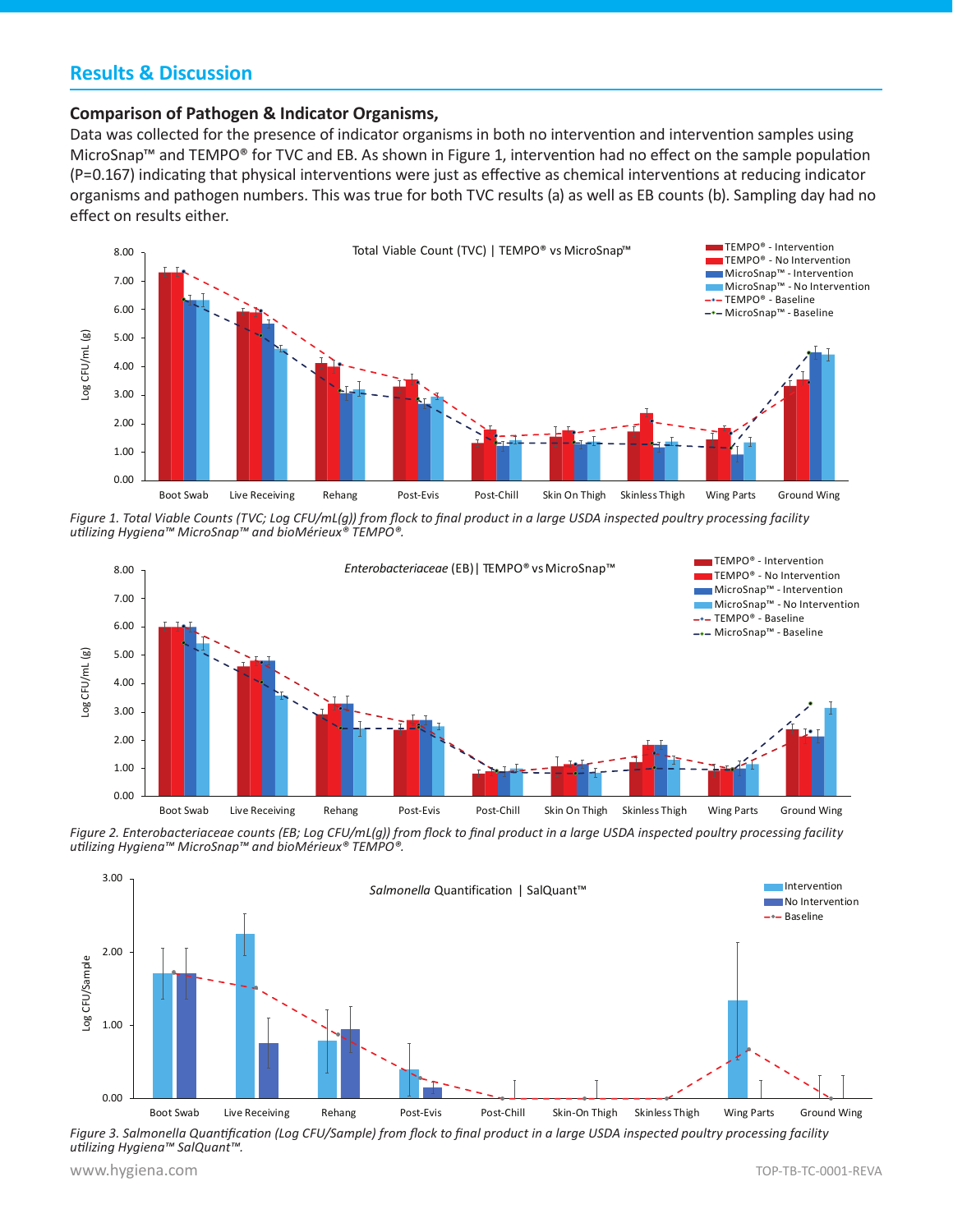## Results & Discussion

### Comparison of Pathogen & Indicator Organisms,

Data was collected for the presence of indicator organisms in both no intervention and intervention samples using MicroSnap™ and TEMPO® for TVC and EB. As shown in Figure 1, intervention had no effect on the sample population (P=0.167) indicating that physical interventions were just as effective as chemical interventions at reducing indicator organisms and pathogen numbers. This was true for both TVC results (a) as well as EB counts (b). Sampling day had no effect on results either.

Total Viable Count (TVC) | TEMPO® vs MicroSnap™

TEMPO® - Intervention
TEMPO® - No Intervention
MicroSnap™ - Intervention
MicroSnap™ - No Intervention
TEMPO® - Baseline
MicroSnap™ - Baseline

Log CFU/mL (g)

8.00
7.00
6.00
5.00
4.00
3.00
2.00
1.00
0.00

Boot Swab, Live Receiving, Rehang, Post-Evis, Post-Chill, Skin On Thigh, Skinless Thigh, Wing Parts, Ground Wing

*Figure 1. Total Viable Counts (TVC; Log CFU/mL(g)) from flock to final product in a large USDA inspected poultry processing facility utilizing Hygiena™ MicroSnap™ and bioMérieux® TEMPO®.*

*Enterobacteriaceae* (EB) | TEMPO® vs MicroSnap™

TEMPO® - Intervention
TEMPO® - No Intervention
MicroSnap™ - Intervention
MicroSnap™ - No Intervention
TEMPO® - Baseline
MicroSnap™ - Baseline

Log CFU/mL (g)

8.00
7.00
6.00
5.00
4.00
3.00
2.00
1.00
0.00

Boot Swab, Live Receiving, Rehang, Post-Evis, Post-Chill, Skin On Thigh, Skinless Thigh, Wing Parts, Ground Wing

*Figure 2. Enterobacteriaceae counts (EB; Log CFU/mL(g)) from flock to final product in a large USDA inspected poultry processing facility utilizing Hygiena™ MicroSnap™ and bioMérieux® TEMPO®.*

*Salmonella* Quantification | SalQuant™

Intervention
No Intervention
Baseline

Log CFU/Sample

3.00
2.00
1.00
0.00

Boot Swab, Live Receiving, Rehang, Post-Evis, Post-Chill, Skin-On Thigh, Skinless Thigh, Wing Parts, Ground Wing

*Figure 3. Salmonella Quantification (Log CFU/Sample) from flock to final product in a large USDA inspected poultry processing facility utilizing Hygiena™ SalQuant™.*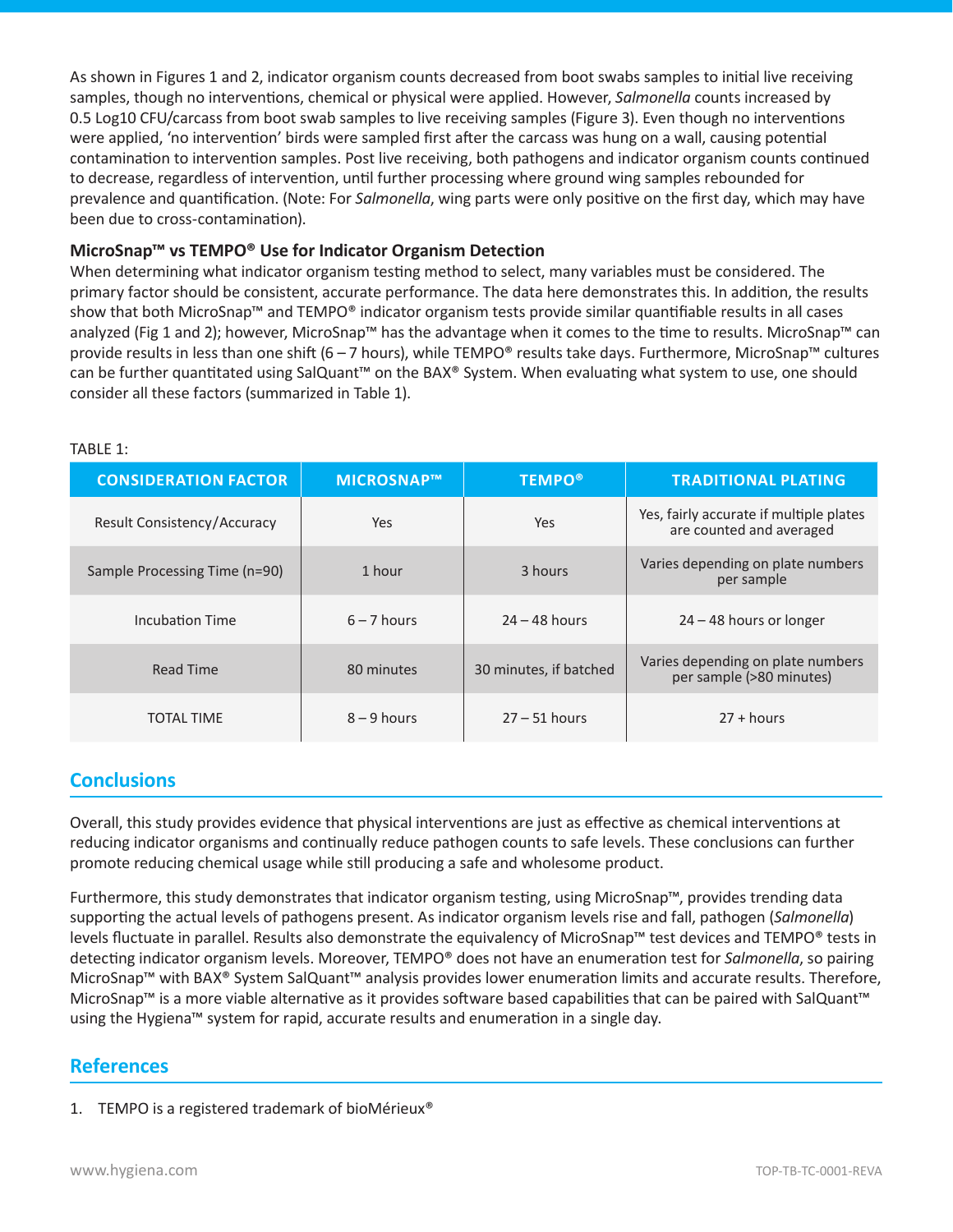As shown in Figures 1 and 2, indicator organism counts decreased from boot swabs samples to initial live receiving samples, though no interventions, chemical or physical were applied. However, *Salmonella* counts increased by 0.5 Log10 CFU/carcass from boot swab samples to live receiving samples (Figure 3). Even though no interventions were applied, 'no intervention' birds were sampled first after the carcass was hung on a wall, causing potential contamination to intervention samples. Post live receiving, both pathogens and indicator organism counts continued to decrease, regardless of intervention, until further processing where ground wing samples rebounded for prevalence and quantification. (Note: For *Salmonella*, wing parts were only positive on the first day, which may have been due to cross-contamination).

**MicroSnap™ vs TEMPO® Use for Indicator Organism Detection**

When determining what indicator organism testing method to select, many variables must be considered. The primary factor should be consistent, accurate performance. The data here demonstrates this. In addition, the results show that both MicroSnap™ and TEMPO® indicator organism tests provide similar quantifiable results in all cases analyzed (Fig 1 and 2); however, MicroSnap™ has the advantage when it comes to the time to results. MicroSnap™ can provide results in less than one shift (6 – 7 hours), while TEMPO® results take days. Furthermore, MicroSnap™ cultures can be further quantitated using SalQuant™ on the BAX® System. When evaluating what system to use, one should consider all these factors (summarized in Table 1).

TABLE 1:

| CONSIDERATION FACTOR | MICROSNAP™ | TEMPO® | TRADITIONAL PLATING |
|---|---|---|---|
| Result Consistency/Accuracy | Yes | Yes | Yes, fairly accurate if multiple plates are counted and averaged |
| Sample Processing Time (n=90) | 1 hour | 3 hours | Varies depending on plate numbers per sample |
| Incubation Time | 6 – 7 hours | 24 – 48 hours | 24 – 48 hours or longer |
| Read Time | 80 minutes | 30 minutes, if batched | Varies depending on plate numbers per sample (>80 minutes) |
| TOTAL TIME | 8 – 9 hours | 27 – 51 hours | 27 + hours |

## Conclusions

Overall, this study provides evidence that physical interventions are just as effective as chemical interventions at reducing indicator organisms and continually reduce pathogen counts to safe levels. These conclusions can further promote reducing chemical usage while still producing a safe and wholesome product.

Furthermore, this study demonstrates that indicator organism testing, using MicroSnap™, provides trending data supporting the actual levels of pathogens present. As indicator organism levels rise and fall, pathogen (*Salmonella*) levels fluctuate in parallel. Results also demonstrate the equivalency of MicroSnap™ test devices and TEMPO® tests in detecting indicator organism levels. Moreover, TEMPO® does not have an enumeration test for *Salmonella*, so pairing MicroSnap™ with BAX® System SalQuant™ analysis provides lower enumeration limits and accurate results. Therefore, MicroSnap™ is a more viable alternative as it provides software based capabilities that can be paired with SalQuant™ using the Hygiena™ system for rapid, accurate results and enumeration in a single day.

## References

1. TEMPO is a registered trademark of bioMérieux®